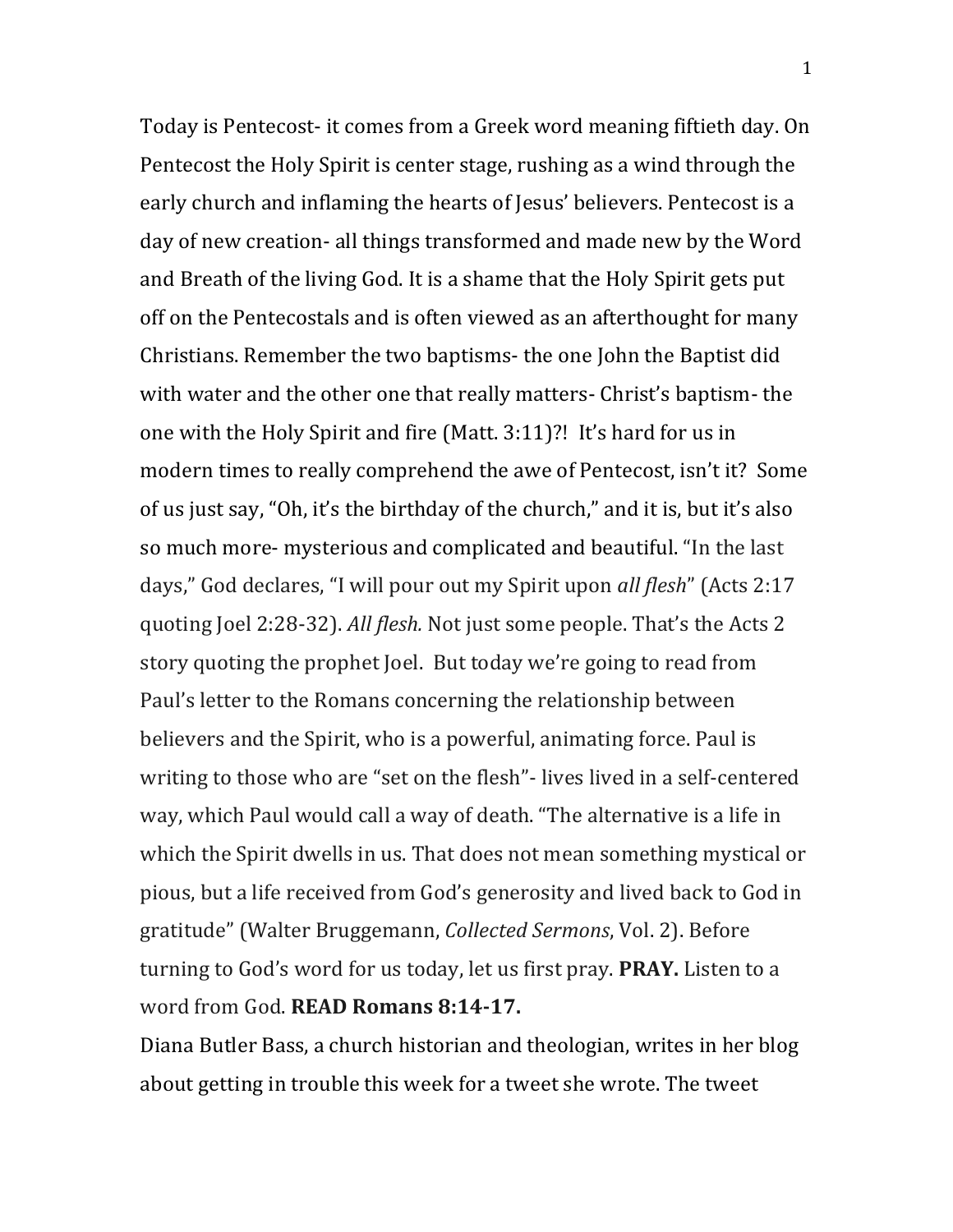Today is Pentecost- it comes from a Greek word meaning fiftieth day. On Pentecost the Holy Spirit is center stage, rushing as a wind through the early church and inflaming the hearts of Jesus' believers. Pentecost is a day of new creation- all things transformed and made new by the Word and Breath of the living God. It is a shame that the Holy Spirit gets put off on the Pentecostals and is often viewed as an afterthought for many Christians. Remember the two baptisms- the one John the Baptist did with water and the other one that really matters- Christ's baptism- the one with the Holy Spirit and fire (Matt. 3:11)?! It's hard for us in modern times to really comprehend the awe of Pentecost, isn't it? Some of us just say, "Oh, it's the birthday of the church," and it is, but it's also so much more- mysterious and complicated and beautiful. "In the last days," God declares, "I will pour out my Spirit upon *all flesh*" (Acts 2:17 quoting Joel 2:28-32). *All flesh.* Not just some people. That's the Acts 2 story quoting the prophet Joel. But today we're going to read from Paul's letter to the Romans concerning the relationship between believers and the Spirit, who is a powerful, animating force. Paul is writing to those who are "set on the flesh"- lives lived in a self-centered way, which Paul would call a way of death. "The alternative is a life in which the Spirit dwells in us. That does not mean something mystical or pious, but a life received from God's generosity and lived back to God in gratitude" (Walter Bruggemann, *Collected Sermons*, Vol. 2). Before turning to God's word for us today, let us first pray. **PRAY.** Listen to a word from God. **READ Romans 8:14-17.**

Diana Butler Bass, a church historian and theologian, writes in her blog about getting in trouble this week for a tweet she wrote. The tweet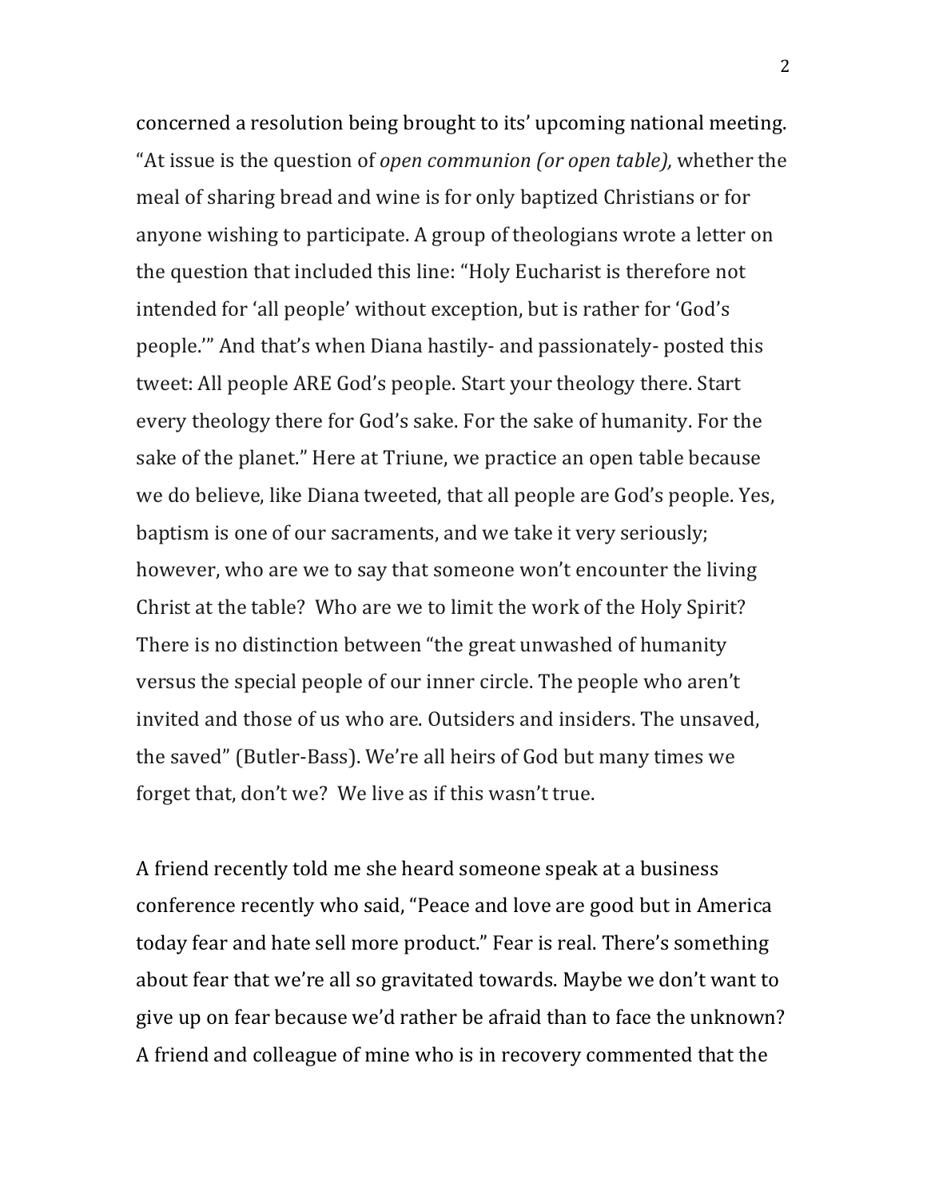concerned a resolution being brought to its' upcoming national meeting. "At issue is the question of *open communion (or open table),* whether the meal of sharing bread and wine is for only baptized Christians or for anyone wishing to participate. A group of theologians wrote a letter on the question that included this line: "Holy Eucharist is therefore not intended for 'all people' without exception, but is rather for 'God's people.'" And that's when Diana hastily- and passionately- posted this tweet: All people ARE God's people. Start your theology there. Start every theology there for God's sake. For the sake of humanity. For the sake of the planet." Here at Triune, we practice an open table because we do believe, like Diana tweeted, that all people are God's people. Yes, baptism is one of our sacraments, and we take it very seriously; however, who are we to say that someone won't encounter the living Christ at the table? Who are we to limit the work of the Holy Spirit? There is no distinction between "the great unwashed of humanity versus the special people of our inner circle. The people who aren't invited and those of us who are. Outsiders and insiders. The unsaved, the saved" (Butler-Bass). We're all heirs of God but many times we forget that, don't we? We live as if this wasn't true.

A friend recently told me she heard someone speak at a business conference recently who said, "Peace and love are good but in America today fear and hate sell more product." Fear is real. There's something about fear that we're all so gravitated towards. Maybe we don't want to give up on fear because we'd rather be afraid than to face the unknown? A friend and colleague of mine who is in recovery commented that the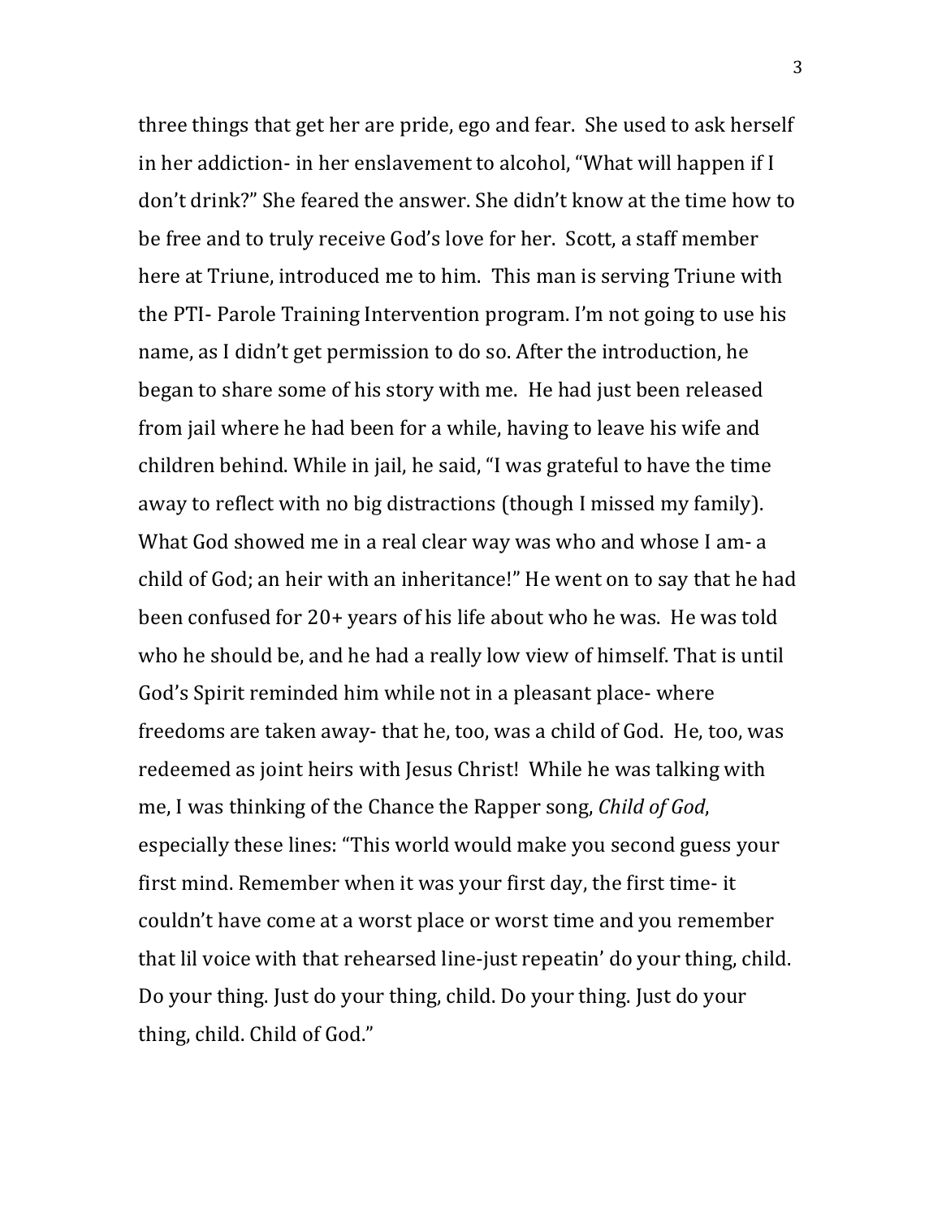three things that get her are pride, ego and fear. She used to ask herself in her addiction- in her enslavement to alcohol, "What will happen if I don't drink?" She feared the answer. She didn't know at the time how to be free and to truly receive God's love for her. Scott, a staff member here at Triune, introduced me to him. This man is serving Triune with the PTI- Parole Training Intervention program. I'm not going to use his name, as I didn't get permission to do so. After the introduction, he began to share some of his story with me. He had just been released from jail where he had been for a while, having to leave his wife and children behind. While in jail, he said, "I was grateful to have the time away to reflect with no big distractions (though I missed my family). What God showed me in a real clear way was who and whose I am- a child of God; an heir with an inheritance!" He went on to say that he had been confused for 20+ years of his life about who he was. He was told who he should be, and he had a really low view of himself. That is until God's Spirit reminded him while not in a pleasant place- where freedoms are taken away- that he, too, was a child of God. He, too, was redeemed as joint heirs with Jesus Christ! While he was talking with me, I was thinking of the Chance the Rapper song, *Child of God*, especially these lines: "This world would make you second guess your first mind. Remember when it was your first day, the first time- it couldn't have come at a worst place or worst time and you remember that lil voice with that rehearsed line-just repeatin' do your thing, child. Do your thing. Just do your thing, child. Do your thing. Just do your thing, child. Child of God."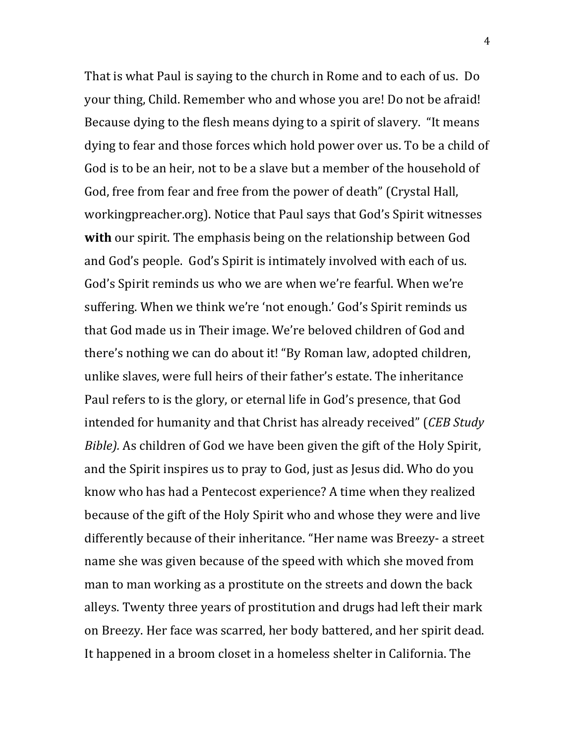That is what Paul is saying to the church in Rome and to each of us. Do your thing, Child. Remember who and whose you are! Do not be afraid! Because dying to the flesh means dying to a spirit of slavery. "It means dying to fear and those forces which hold power over us. To be a child of God is to be an heir, not to be a slave but a member of the household of God, free from fear and free from the power of death" (Crystal Hall, workingpreacher.org). Notice that Paul says that God's Spirit witnesses **with** our spirit. The emphasis being on the relationship between God and God's people. God's Spirit is intimately involved with each of us. God's Spirit reminds us who we are when we're fearful. When we're suffering. When we think we're 'not enough.' God's Spirit reminds us that God made us in Their image. We're beloved children of God and there's nothing we can do about it! "By Roman law, adopted children, unlike slaves, were full heirs of their father's estate. The inheritance Paul refers to is the glory, or eternal life in God's presence, that God intended for humanity and that Christ has already received" (*CEB Study Bible).* As children of God we have been given the gift of the Holy Spirit, and the Spirit inspires us to pray to God, just as Jesus did. Who do you know who has had a Pentecost experience? A time when they realized because of the gift of the Holy Spirit who and whose they were and live differently because of their inheritance. "Her name was Breezy- a street name she was given because of the speed with which she moved from man to man working as a prostitute on the streets and down the back alleys. Twenty three years of prostitution and drugs had left their mark on Breezy. Her face was scarred, her body battered, and her spirit dead. It happened in a broom closet in a homeless shelter in California. The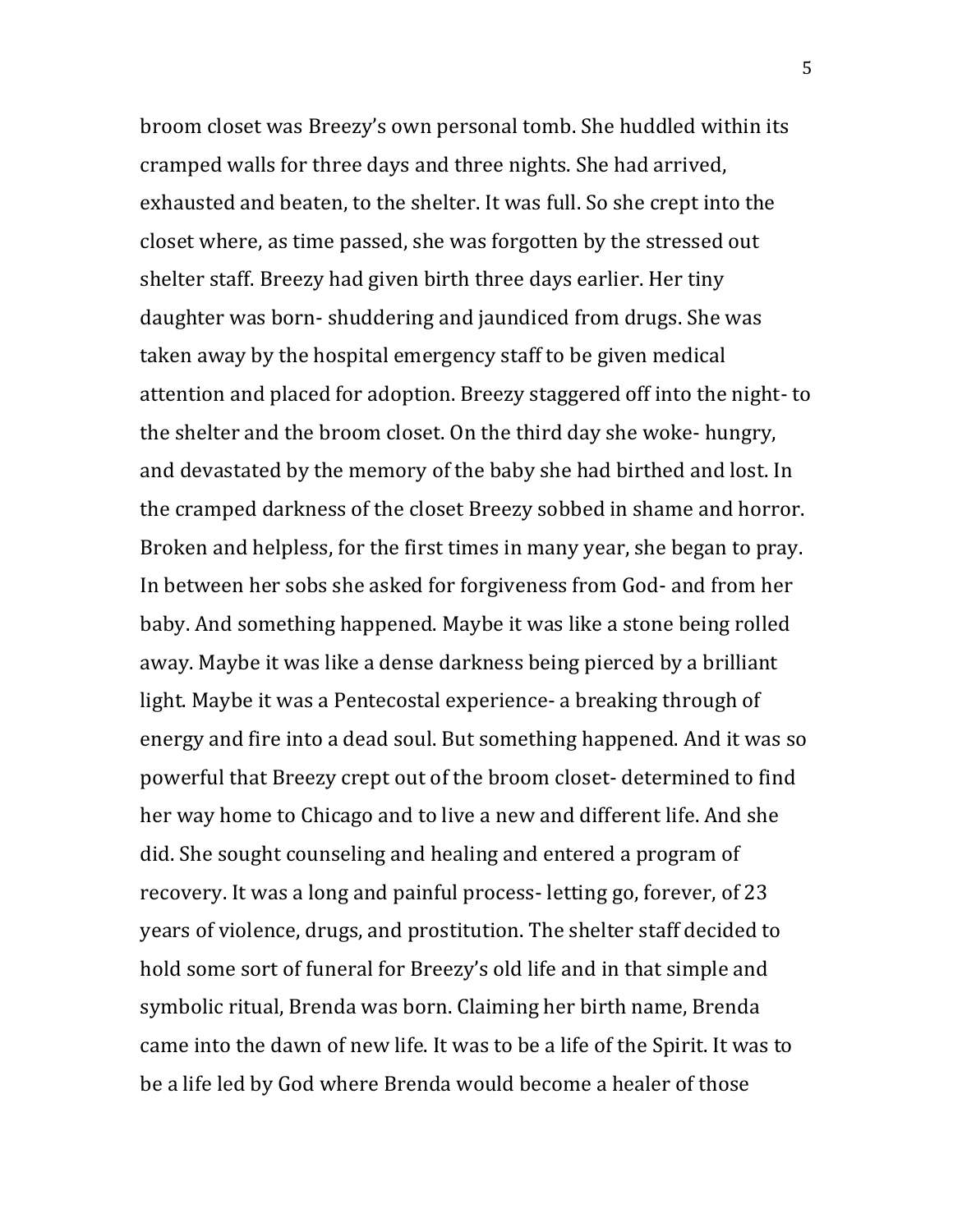broom closet was Breezy's own personal tomb. She huddled within its cramped walls for three days and three nights. She had arrived, exhausted and beaten, to the shelter. It was full. So she crept into the closet where, as time passed, she was forgotten by the stressed out shelter staff. Breezy had given birth three days earlier. Her tiny daughter was born- shuddering and jaundiced from drugs. She was taken away by the hospital emergency staff to be given medical attention and placed for adoption. Breezy staggered off into the night- to the shelter and the broom closet. On the third day she woke- hungry, and devastated by the memory of the baby she had birthed and lost. In the cramped darkness of the closet Breezy sobbed in shame and horror. Broken and helpless, for the first times in many year, she began to pray. In between her sobs she asked for forgiveness from God- and from her baby. And something happened. Maybe it was like a stone being rolled away. Maybe it was like a dense darkness being pierced by a brilliant light. Maybe it was a Pentecostal experience- a breaking through of energy and fire into a dead soul. But something happened. And it was so powerful that Breezy crept out of the broom closet- determined to find her way home to Chicago and to live a new and different life. And she did. She sought counseling and healing and entered a program of recovery. It was a long and painful process- letting go, forever, of 23 years of violence, drugs, and prostitution. The shelter staff decided to hold some sort of funeral for Breezy's old life and in that simple and symbolic ritual, Brenda was born. Claiming her birth name, Brenda came into the dawn of new life. It was to be a life of the Spirit. It was to be a life led by God where Brenda would become a healer of those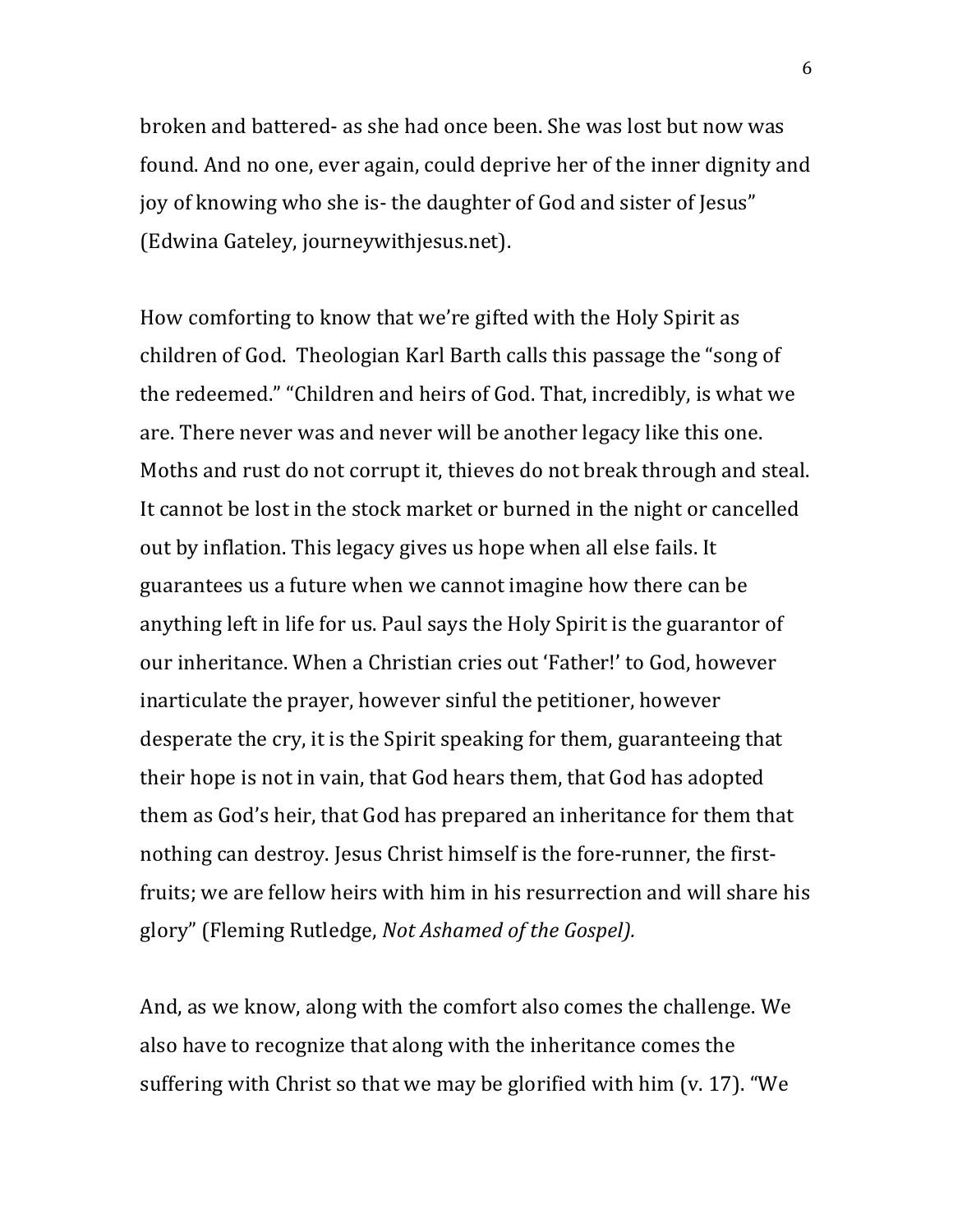broken and battered- as she had once been. She was lost but now was found. And no one, ever again, could deprive her of the inner dignity and joy of knowing who she is- the daughter of God and sister of Jesus" (Edwina Gateley, journeywithjesus.net).

How comforting to know that we're gifted with the Holy Spirit as children of God. Theologian Karl Barth calls this passage the "song of the redeemed." "Children and heirs of God. That, incredibly, is what we are. There never was and never will be another legacy like this one. Moths and rust do not corrupt it, thieves do not break through and steal. It cannot be lost in the stock market or burned in the night or cancelled out by inflation. This legacy gives us hope when all else fails. It guarantees us a future when we cannot imagine how there can be anything left in life for us. Paul says the Holy Spirit is the guarantor of our inheritance. When a Christian cries out 'Father!' to God, however inarticulate the prayer, however sinful the petitioner, however desperate the cry, it is the Spirit speaking for them, guaranteeing that their hope is not in vain, that God hears them, that God has adopted them as God's heir, that God has prepared an inheritance for them that nothing can destroy. Jesus Christ himself is the fore-runner, the first-fruits; we are fellow heirs with him in his resurrection and will share his glory" (Fleming Rutledge, *Not Ashamed of the Gospel).*

And, as we know, along with the comfort also comes the challenge. We also have to recognize that along with the inheritance comes the suffering with Christ so that we may be glorified with him (v. 17). "We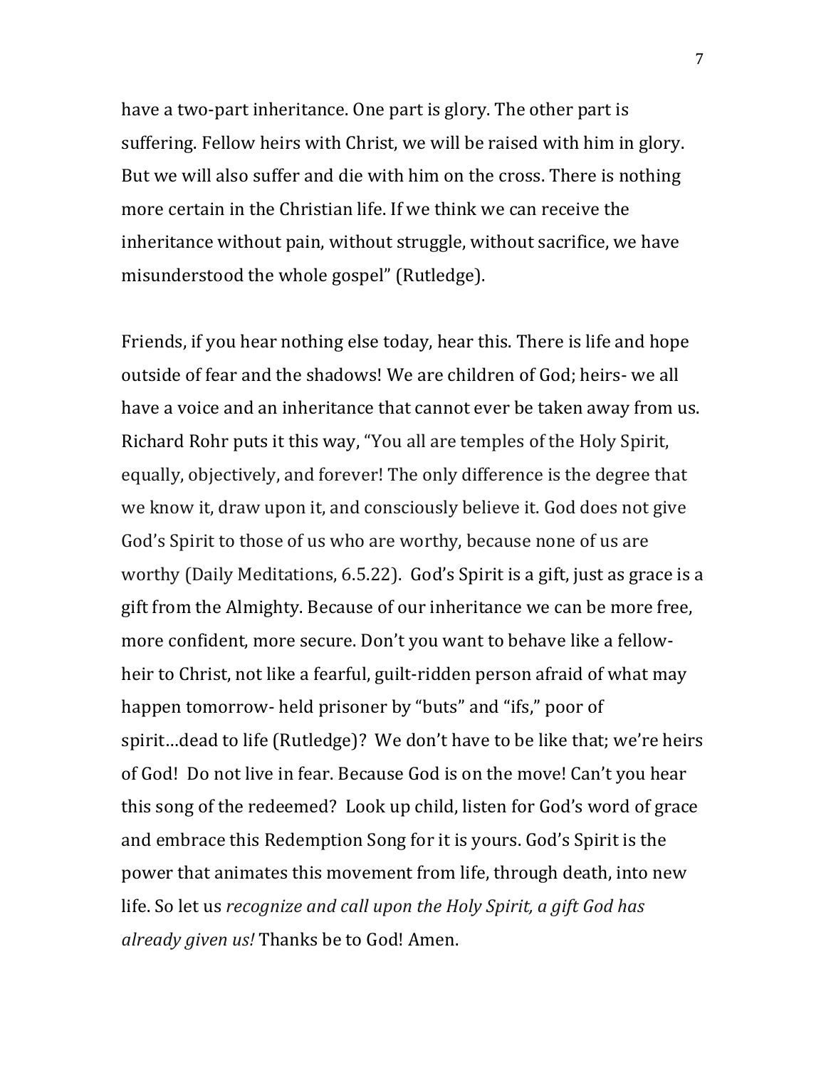have a two-part inheritance. One part is glory. The other part is suffering. Fellow heirs with Christ, we will be raised with him in glory. But we will also suffer and die with him on the cross. There is nothing more certain in the Christian life. If we think we can receive the inheritance without pain, without struggle, without sacrifice, we have misunderstood the whole gospel" (Rutledge).

Friends, if you hear nothing else today, hear this. There is life and hope outside of fear and the shadows! We are children of God; heirs- we all have a voice and an inheritance that cannot ever be taken away from us. Richard Rohr puts it this way, "You all are temples of the Holy Spirit, equally, objectively, and forever! The only difference is the degree that we know it, draw upon it, and consciously believe it. God does not give God's Spirit to those of us who are worthy, because none of us are worthy (Daily Meditations, 6.5.22). God's Spirit is a gift, just as grace is a gift from the Almighty. Because of our inheritance we can be more free, more confident, more secure. Don't you want to behave like a fellow-heir to Christ, not like a fearful, guilt-ridden person afraid of what may happen tomorrow- held prisoner by "buts" and "ifs," poor of spirit…dead to life (Rutledge)? We don't have to be like that; we're heirs of God! Do not live in fear. Because God is on the move! Can't you hear this song of the redeemed? Look up child, listen for God's word of grace and embrace this Redemption Song for it is yours. God's Spirit is the power that animates this movement from life, through death, into new life. So let us *recognize and call upon the Holy Spirit, a gift God has already given us!* Thanks be to God! Amen.